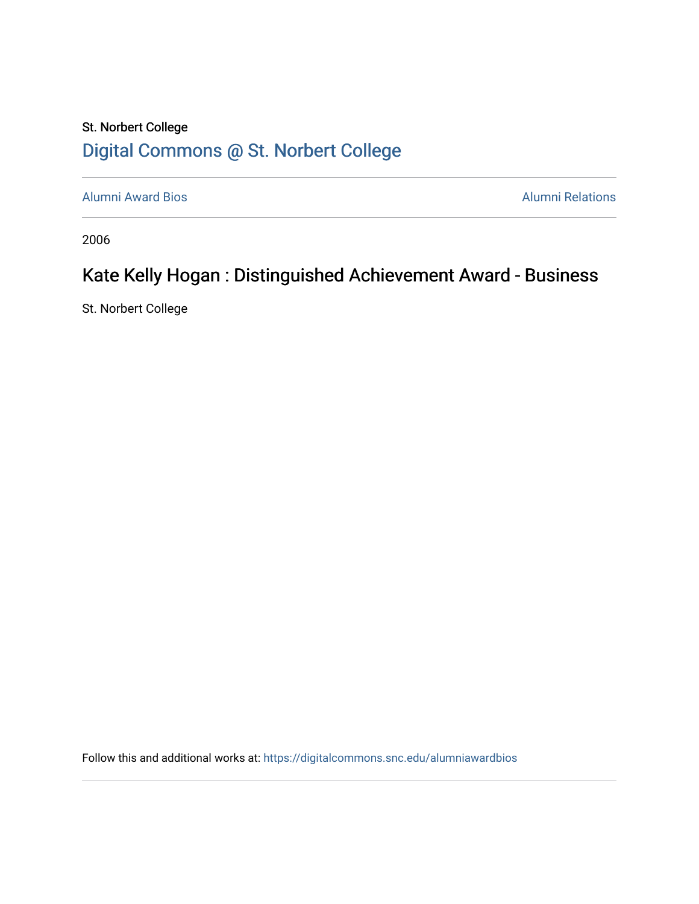St. Norbert College

# Digital Commons @ St. Norbert College

Alumni Award Bios

Alumni Relations

2006

## Kate Kelly Hogan : Distinguished Achievement Award - Business

St. Norbert College

Follow this and additional works at: https://digitalcommons.snc.edu/alumniawardbios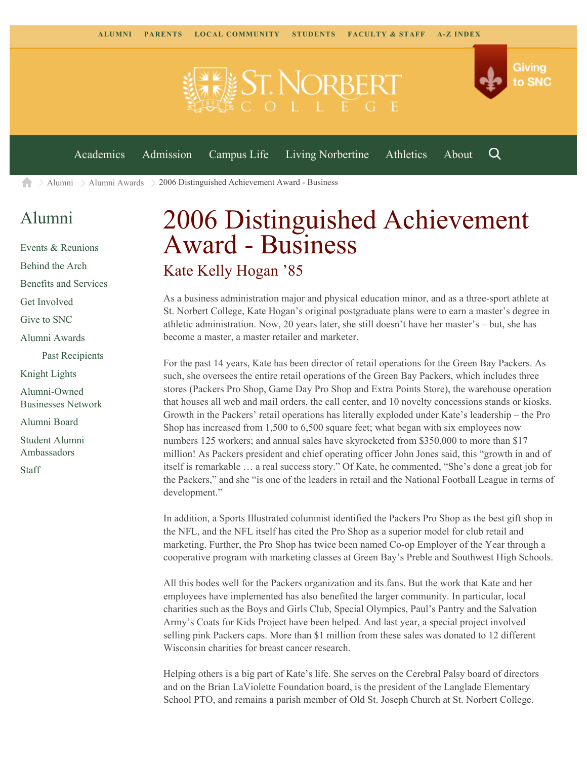ALUMNI PARENTS LOCAL COMMUNITY STUDENTS FACULTY & STAFF A-Z INDEX

Giving to SNC

Academics Admission Campus Life Living Norbertine Athletics About

Alumni > Alumni Awards > 2006 Distinguished Achievement Award - Business

## Alumni

- Events & Reunions
- Behind the Arch
- Benefits and Services
- Get Involved
- Give to SNC
- Alumni Awards
  - Past Recipients
- Knight Lights
- Alumni-Owned Businesses Network
- Alumni Board
- Student Alumni Ambassadors
- Staff

# 2006 Distinguished Achievement Award - Business

## Kate Kelly Hogan '85

As a business administration major and physical education minor, and as a three-sport athlete at St. Norbert College, Kate Hogan's original postgraduate plans were to earn a master's degree in athletic administration. Now, 20 years later, she still doesn't have her master's – but, she has become a master, a master retailer and marketer.

For the past 14 years, Kate has been director of retail operations for the Green Bay Packers. As such, she oversees the entire retail operations of the Green Bay Packers, which includes three stores (Packers Pro Shop, Game Day Pro Shop and Extra Points Store), the warehouse operation that houses all web and mail orders, the call center, and 10 novelty concessions stands or kiosks. Growth in the Packers' retail operations has literally exploded under Kate's leadership – the Pro Shop has increased from 1,500 to 6,500 square feet; what began with six employees now numbers 125 workers; and annual sales have skyrocketed from $350,000 to more than $17 million! As Packers president and chief operating officer John Jones said, this "growth in and of itself is remarkable … a real success story." Of Kate, he commented, "She's done a great job for the Packers," and she "is one of the leaders in retail and the National Football League in terms of development."

In addition, a Sports Illustrated columnist identified the Packers Pro Shop as the best gift shop in the NFL, and the NFL itself has cited the Pro Shop as a superior model for club retail and marketing. Further, the Pro Shop has twice been named Co-op Employer of the Year through a cooperative program with marketing classes at Green Bay's Preble and Southwest High Schools.

All this bodes well for the Packers organization and its fans. But the work that Kate and her employees have implemented has also benefited the larger community. In particular, local charities such as the Boys and Girls Club, Special Olympics, Paul's Pantry and the Salvation Army's Coats for Kids Project have been helped. And last year, a special project involved selling pink Packers caps. More than $1 million from these sales was donated to 12 different Wisconsin charities for breast cancer research.

Helping others is a big part of Kate's life. She serves on the Cerebral Palsy board of directors and on the Brian LaViolette Foundation board, is the president of the Langlade Elementary School PTO, and remains a parish member of Old St. Joseph Church at St. Norbert College.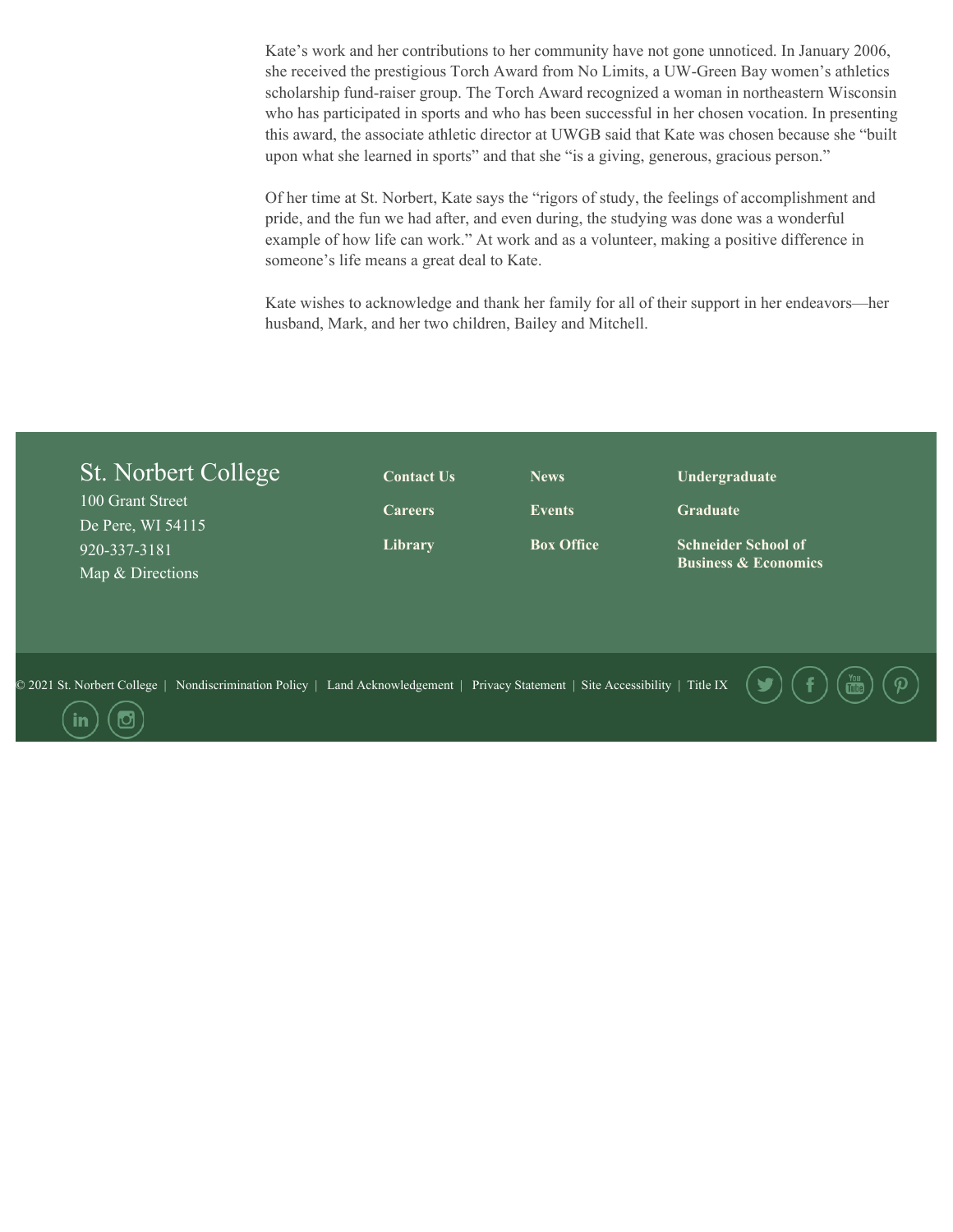Kate's work and her contributions to her community have not gone unnoticed. In January 2006, she received the prestigious Torch Award from No Limits, a UW-Green Bay women's athletics scholarship fund-raiser group. The Torch Award recognized a woman in northeastern Wisconsin who has participated in sports and who has been successful in her chosen vocation. In presenting this award, the associate athletic director at UWGB said that Kate was chosen because she "built upon what she learned in sports" and that she "is a giving, generous, gracious person."

Of her time at St. Norbert, Kate says the "rigors of study, the feelings of accomplishment and pride, and the fun we had after, and even during, the studying was done was a wonderful example of how life can work." At work and as a volunteer, making a positive difference in someone's life means a great deal to Kate.

Kate wishes to acknowledge and thank her family for all of their support in her endeavors—her husband, Mark, and her two children, Bailey and Mitchell.

St. Norbert College
100 Grant Street
De Pere, WI 54115
920-337-3181
Map & Directions

**Contact Us**
**Careers**
**Library**
**News**
**Events**
**Box Office**
**Undergraduate**
**Graduate**
**Schneider School of Business & Economics**

© 2021 St. Norbert College | Nondiscrimination Policy | Land Acknowledgement | Privacy Statement | Site Accessibility | Title IX